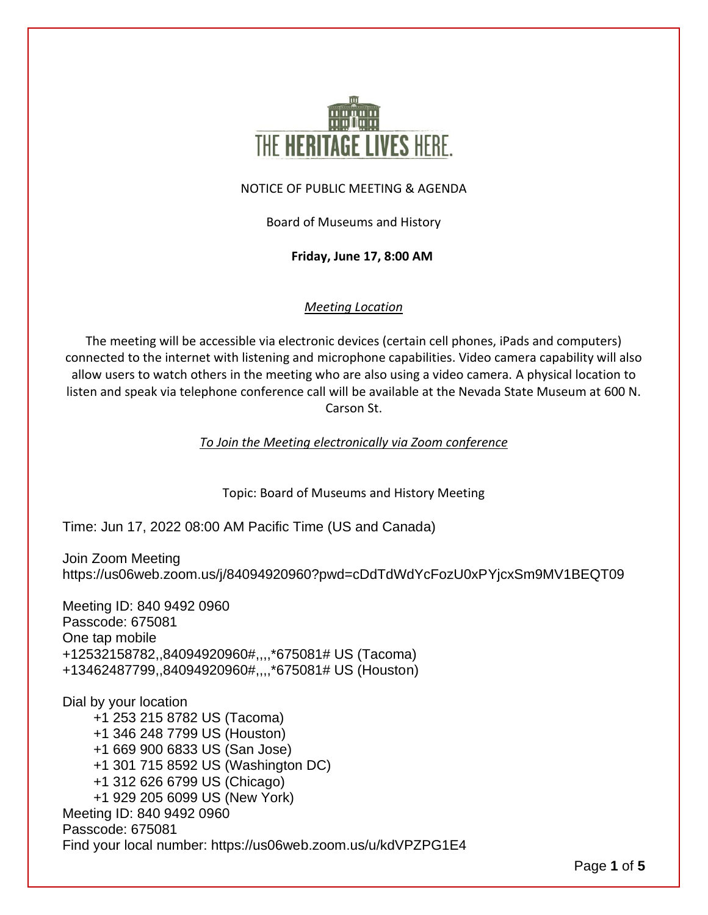THE HERITAGE LIVES HERE.

NOTICE OF PUBLIC MEETING & AGENDA

Board of Museums and History

**Friday, June 17, 8:00 AM**

*Meeting Location*

The meeting will be accessible via electronic devices (certain cell phones, iPads and computers) connected to the internet with listening and microphone capabilities. Video camera capability will also allow users to watch others in the meeting who are also using a video camera. A physical location to listen and speak via telephone conference call will be available at the Nevada State Museum at 600 N. Carson St.

*To Join the Meeting electronically via Zoom conference*

Topic: Board of Museums and History Meeting

Time: Jun 17, 2022 08:00 AM Pacific Time (US and Canada)

Join Zoom Meeting
https://us06web.zoom.us/j/84094920960?pwd=cDdTdWdYcFozU0xPYjcxSm9MV1BEQT09

Meeting ID: 840 9492 0960
Passcode: 675081
One tap mobile
+12532158782,,84094920960#,,,,*675081# US (Tacoma)
+13462487799,,84094920960#,,,,*675081# US (Houston)

Dial by your location
- +1 253 215 8782 US (Tacoma)
- +1 346 248 7799 US (Houston)
- +1 669 900 6833 US (San Jose)
- +1 301 715 8592 US (Washington DC)
- +1 312 626 6799 US (Chicago)
- +1 929 205 6099 US (New York)

Meeting ID: 840 9492 0960
Passcode: 675081
Find your local number: https://us06web.zoom.us/u/kdVPZPG1E4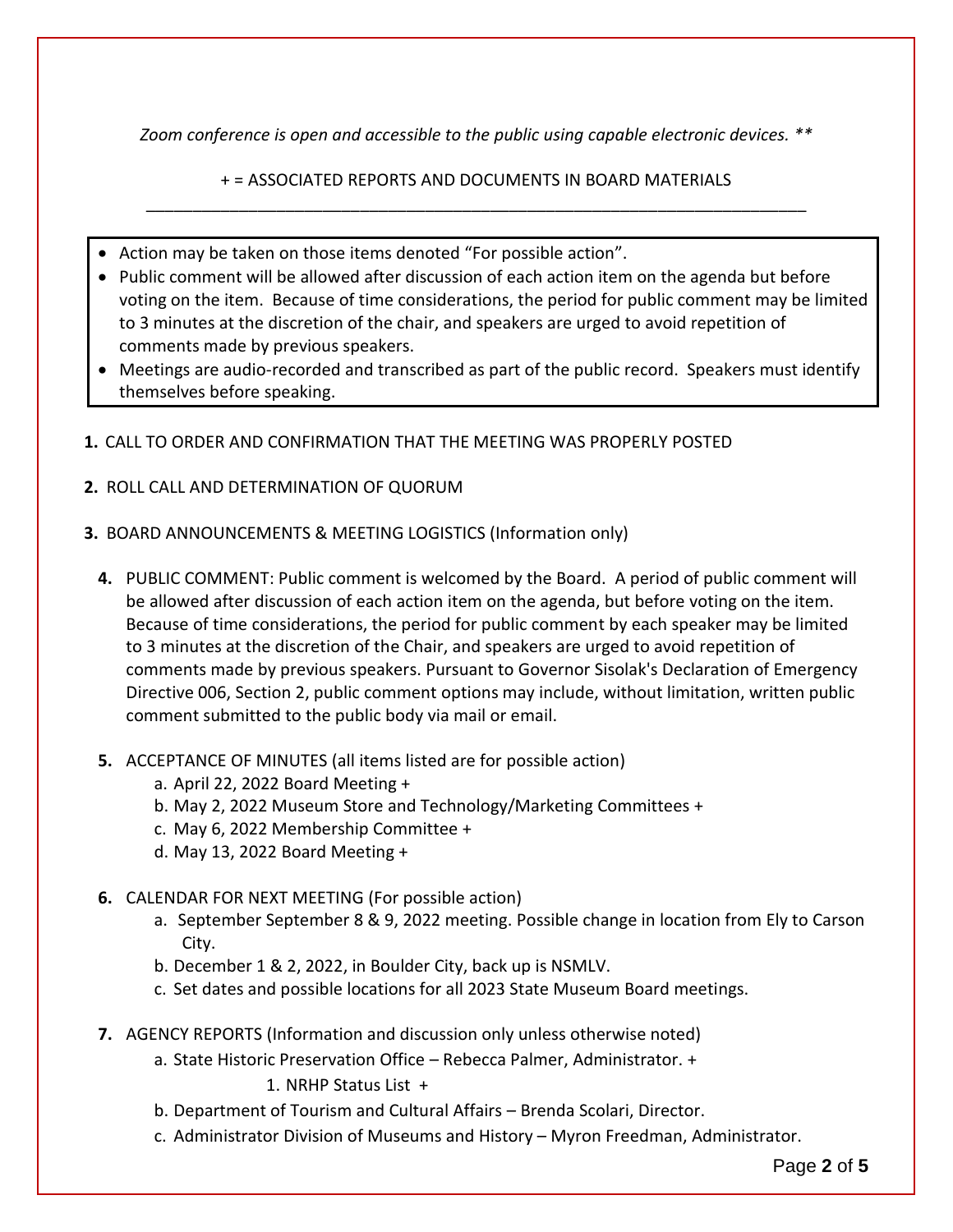*Zoom conference is open and accessible to the public using capable electronic devices. ***

+ = ASSOCIATED REPORTS AND DOCUMENTS IN BOARD MATERIALS

---

- Action may be taken on those items denoted "For possible action".
- Public comment will be allowed after discussion of each action item on the agenda but before voting on the item. Because of time considerations, the period for public comment may be limited to 3 minutes at the discretion of the chair, and speakers are urged to avoid repetition of comments made by previous speakers.
- Meetings are audio-recorded and transcribed as part of the public record. Speakers must identify themselves before speaking.

**1.** CALL TO ORDER AND CONFIRMATION THAT THE MEETING WAS PROPERLY POSTED

**2.** ROLL CALL AND DETERMINATION OF QUORUM

**3.** BOARD ANNOUNCEMENCTS & MEETING LOGISTICS (Information only)

**4.** PUBLIC COMMENT: Public comment is welcomed by the Board. A period of public comment will be allowed after discussion of each action item on the agenda, but before voting on the item. Because of time considerations, the period for public comment by each speaker may be limited to 3 minutes at the discretion of the Chair, and speakers are urged to avoid repetition of comments made by previous speakers. Pursuant to Governor Sisolak's Declaration of Emergency Directive 006, Section 2, public comment options may include, without limitation, written public comment submitted to the public body via mail or email.

**5.** ACCEPTANCE OF MINUTES (all items listed are for possible action)

a. April 22, 2022 Board Meeting +
b. May 2, 2022 Museum Store and Technology/Marketing Committees +
c. May 6, 2022 Membership Committee +
d. May 13, 2022 Board Meeting +

**6.** CALENDAR FOR NEXT MEETING (For possible action)

a. September September 8 & 9, 2022 meeting. Possible change in location from Ely to Carson City.
b. December 1 & 2, 2022, in Boulder City, back up is NSMLV.
c. Set dates and possible locations for all 2023 State Museum Board meetings.

**7.** AGENCY REPORTS (Information and discussion only unless otherwise noted)

a. State Historic Preservation Office – Rebecca Palmer, Administrator. +
   1. NRHP Status List +
b. Department of Tourism and Cultural Affairs – Brenda Scolari, Director.
c. Administrator Division of Museums and History – Myron Freedman, Administrator.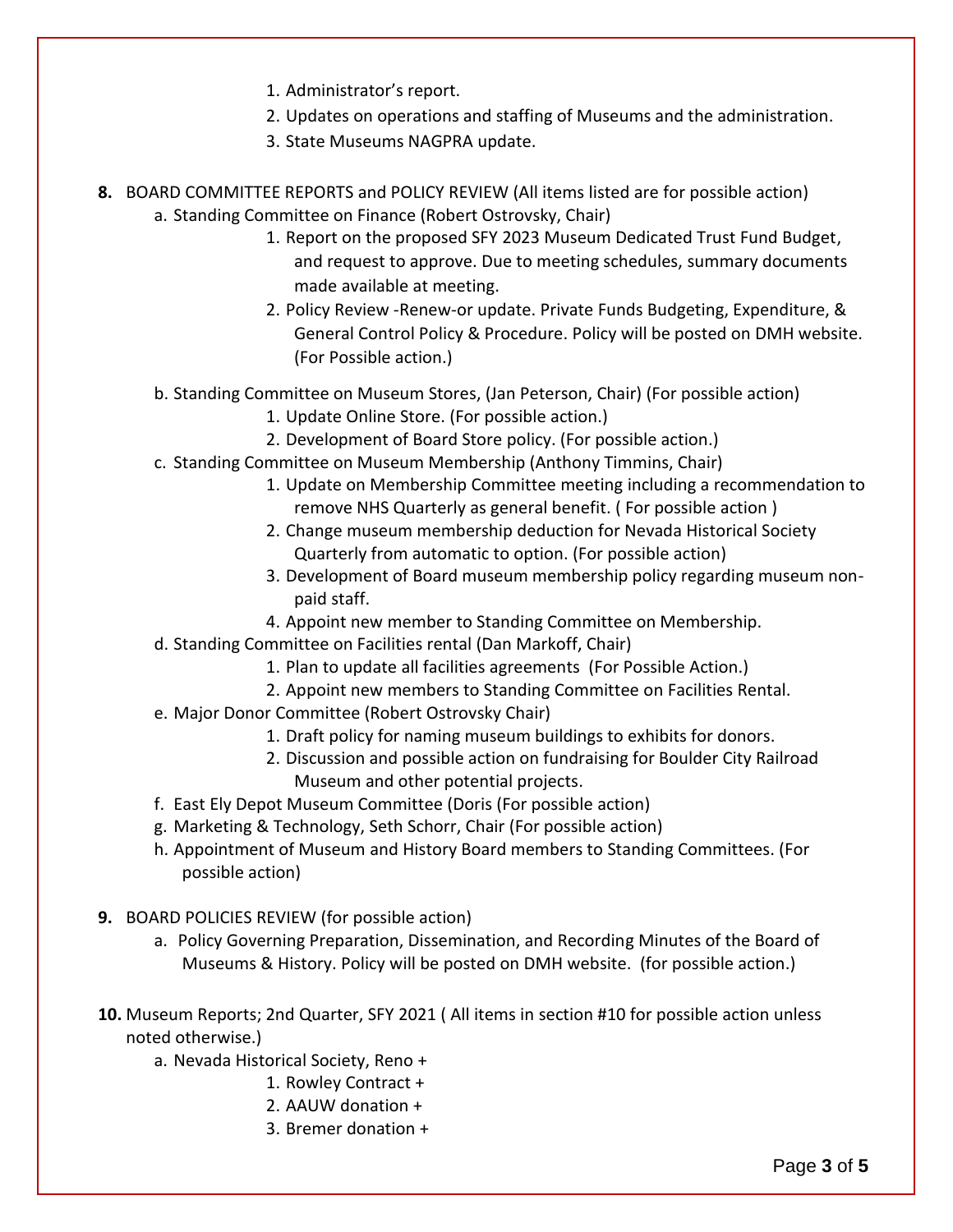1. Administrator's report.
2. Updates on operations and staffing of Museums and the administration.
3. State Museums NAGPRA update.

**8.** BOARD COMMITTEE REPORTS and POLICY REVIEW (All items listed are for possible action)

a. Standing Committee on Finance (Robert Ostrovsky, Chair)
   1. Report on the proposed SFY 2023 Museum Dedicated Trust Fund Budget, and request to approve. Due to meeting schedules, summary documents made available at meeting.
   2. Policy Review -Renew-or update. Private Funds Budgeting, Expenditure, & General Control Policy & Procedure. Policy will be posted on DMH website. (For Possible action.)

b. Standing Committee on Museum Stores, (Jan Peterson, Chair) (For possible action)
   1. Update Online Store. (For possible action.)
   2. Development of Board Store policy. (For possible action.)

c. Standing Committee on Museum Membership (Anthony Timmins, Chair)
   1. Update on Membership Committee meeting including a recommendation to remove NHS Quarterly as general benefit. ( For possible action )
   2. Change museum membership deduction for Nevada Historical Society Quarterly from automatic to option. (For possible action)
   3. Development of Board museum membership policy regarding museum non-paid staff.
   4. Appoint new member to Standing Committee on Membership.

d. Standing Committee on Facilities rental (Dan Markoff, Chair)
   1. Plan to update all facilities agreements (For Possible Action.)
   2. Appoint new members to Standing Committee on Facilities Rental.

e. Major Donor Committee (Robert Ostrovsky Chair)
   1. Draft policy for naming museum buildings to exhibits for donors.
   2. Discussion and possible action on fundraising for Boulder City Railroad Museum and other potential projects.

f. East Ely Depot Museum Committee (Doris (For possible action)

g. Marketing & Technology, Seth Schorr, Chair (For possible action)

h. Appointment of Museum and History Board members to Standing Committees. (For possible action)

**9.** BOARD POLICIES REVIEW (for possible action)

a. Policy Governing Preparation, Dissemination, and Recording Minutes of the Board of Museums & History. Policy will be posted on DMH website. (for possible action.)

**10.** Museum Reports; 2nd Quarter, SFY 2021 ( All items in section #10 for possible action unless noted otherwise.)

a. Nevada Historical Society, Reno +
   1. Rowley Contract +
   2. AAUW donation +
   3. Bremer donation +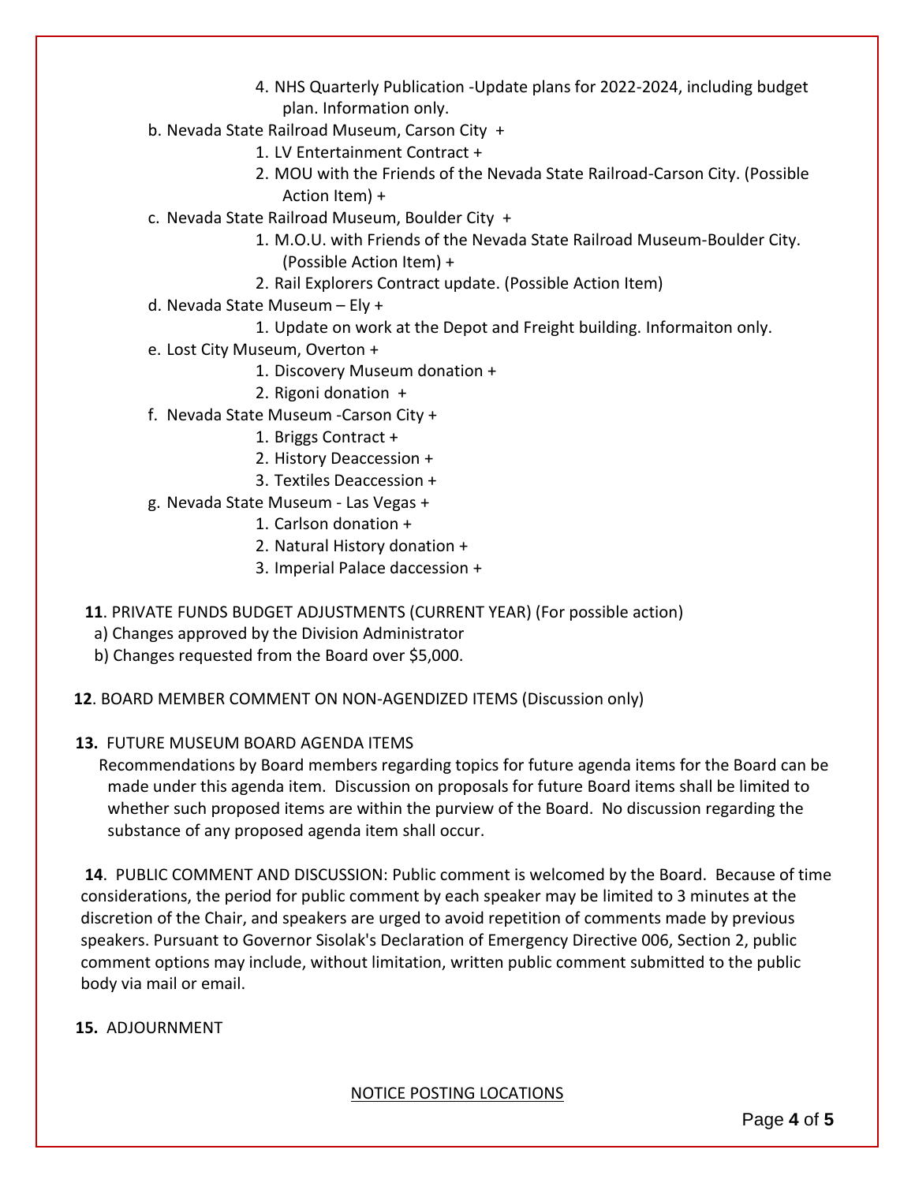4. NHS Quarterly Publication -Update plans for 2022-2024, including budget plan. Information only.

b. Nevada State Railroad Museum, Carson City +

1. LV Entertainment Contract +
2. MOU with the Friends of the Nevada State Railroad-Carson City. (Possible Action Item) +

c. Nevada State Railroad Museum, Boulder City +

1. M.O.U. with Friends of the Nevada State Railroad Museum-Boulder City. (Possible Action Item) +
2. Rail Explorers Contract update. (Possible Action Item)

d. Nevada State Museum – Ely +

1. Update on work at the Depot and Freight building. Informaiton only.

e. Lost City Museum, Overton +

1. Discovery Museum donation +
2. Rigoni donation +

f. Nevada State Museum -Carson City +

1. Briggs Contract +
2. History Deaccession +
3. Textiles Deaccession +

g. Nevada State Museum - Las Vegas +

1. Carlson donation +
2. Natural History donation +
3. Imperial Palace daccession +

**11**. PRIVATE FUNDS BUDGET ADJUSTMENTS (CURRENT YEAR) (For possible action)

a) Changes approved by the Division Administrator
b) Changes requested from the Board over $5,000.

**12**. BOARD MEMBER COMMENT ON NON-AGENDIZED ITEMS (Discussion only)

**13.** FUTURE MUSEUM BOARD AGENDA ITEMS

Recommendations by Board members regarding topics for future agenda items for the Board can be made under this agenda item. Discussion on proposals for future Board items shall be limited to whether such proposed items are within the purview of the Board. No discussion regarding the substance of any proposed agenda item shall occur.

**14**. PUBLIC COMMENT AND DISCUSSION: Public comment is welcomed by the Board. Because of time considerations, the period for public comment by each speaker may be limited to 3 minutes at the discretion of the Chair, and speakers are urged to avoid repetition of comments made by previous speakers. Pursuant to Governor Sisolak's Declaration of Emergency Directive 006, Section 2, public comment options may include, without limitation, written public comment submitted to the public body via mail or email.

**15.** ADJOURNMENT

NOTICE POSTING LOCATIONS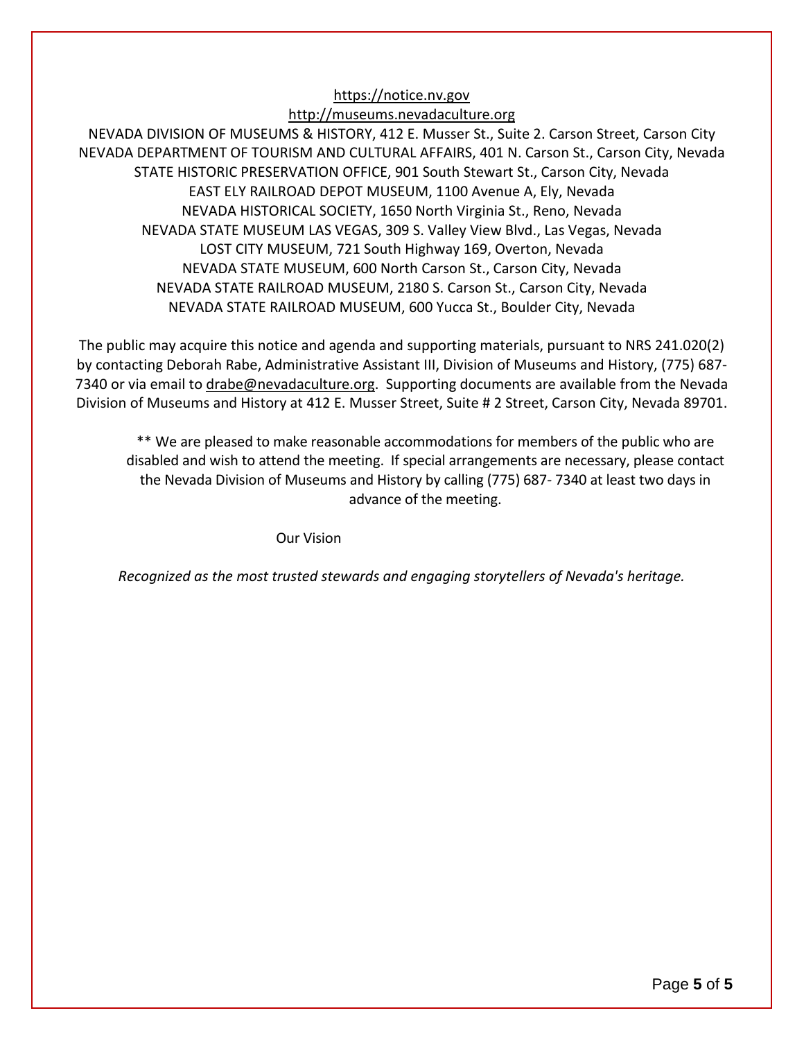https://notice.nv.gov

http://museums.nevadaculture.org

NEVADA DIVISION OF MUSEUMS & HISTORY, 412 E. Musser St., Suite 2. Carson Street, Carson City
NEVADA DEPARTMENT OF TOURISM AND CULTURAL AFFAIRS, 401 N. Carson St., Carson City, Nevada
STATE HISTORIC PRESERVATION OFFICE, 901 South Stewart St., Carson City, Nevada
EAST ELY RAILROAD DEPOT MUSEUM, 1100 Avenue A, Ely, Nevada
NEVADA HISTORICAL SOCIETY, 1650 North Virginia St., Reno, Nevada
NEVADA STATE MUSEUM LAS VEGAS, 309 S. Valley View Blvd., Las Vegas, Nevada
LOST CITY MUSEUM, 721 South Highway 169, Overton, Nevada
NEVADA STATE MUSEUM, 600 North Carson St., Carson City, Nevada
NEVADA STATE RAILROAD MUSEUM, 2180 S. Carson St., Carson City, Nevada
NEVADA STATE RAILROAD MUSEUM, 600 Yucca St., Boulder City, Nevada

The public may acquire this notice and agenda and supporting materials, pursuant to NRS 241.020(2) by contacting Deborah Rabe, Administrative Assistant III, Division of Museums and History, (775) 687-7340 or via email to drabe@nevadaculture.org. Supporting documents are available from the Nevada Division of Museums and History at 412 E. Musser Street, Suite # 2 Street, Carson City, Nevada 89701.

** We are pleased to make reasonable accommodations for members of the public who are disabled and wish to attend the meeting. If special arrangements are necessary, please contact the Nevada Division of Museums and History by calling (775) 687- 7340 at least two days in advance of the meeting.

Our Vision

*Recognized as the most trusted stewards and engaging storytellers of Nevada's heritage.*